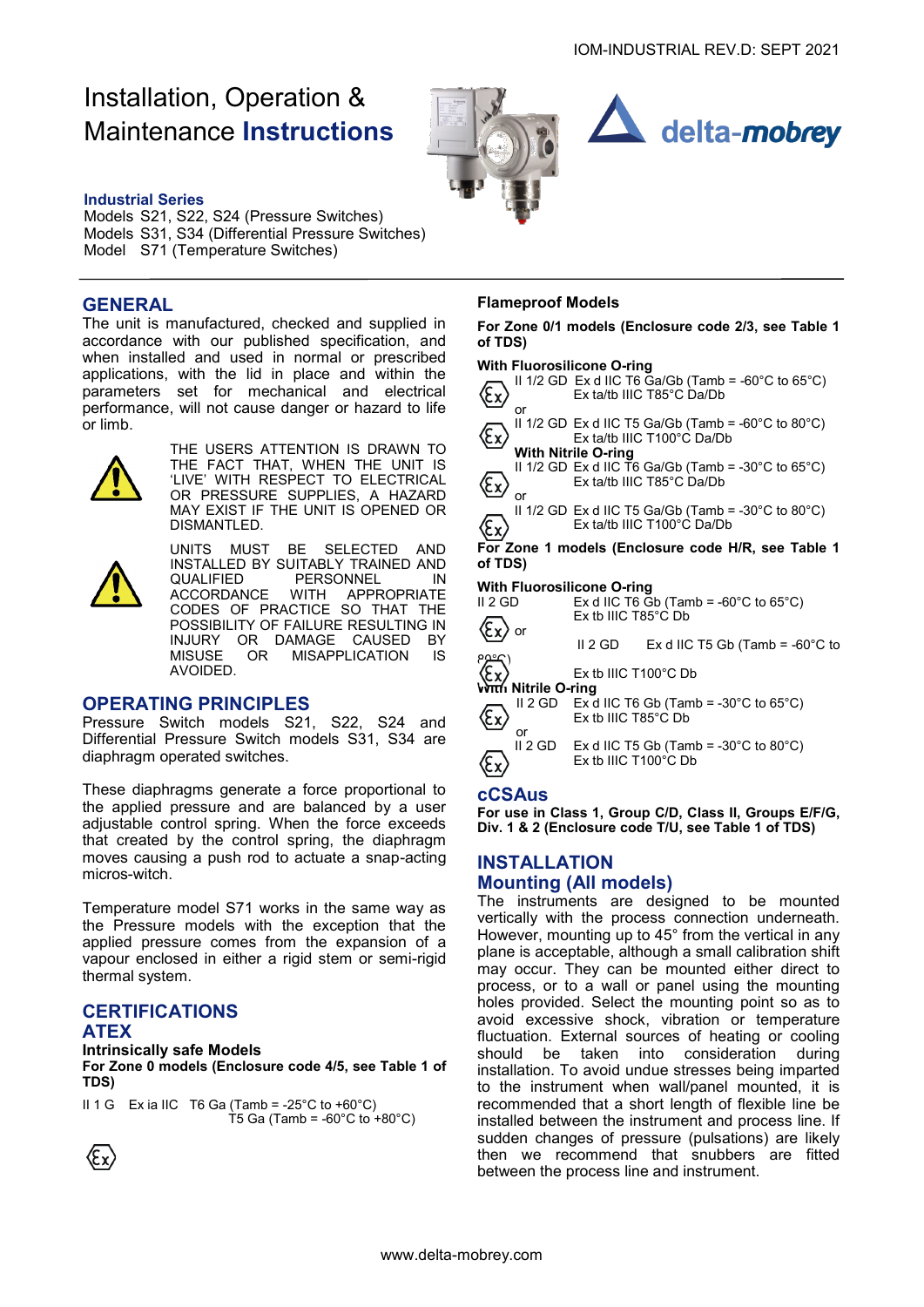# Installation, Operation & Maintenance **Instructions**

**Industrial Series**
Models S21, S22, S24 (Pressure Switches)
Models S31, S34 (Differential Pressure Switches)
Model S71 (Temperature Switches)

## GENERAL

The unit is manufactured, checked and supplied in accordance with our published specification, and when installed and used in normal or prescribed applications, with the lid in place and within the parameters set for mechanical and electrical performance, will not cause danger or hazard to life or limb.

THE USERS ATTENTION IS DRAWN TO THE FACT THAT, WHEN THE UNIT IS 'LIVE' WITH RESPECT TO ELECTRICAL OR PRESSURE SUPPLIES, A HAZARD MAY EXIST IF THE UNIT IS OPENED OR DISMANTLED.

UNITS MUST BE SELECTED AND INSTALLED BY SUITABLY TRAINED AND QUALIFIED PERSONNEL IN ACCORDANCE WITH APPROPRIATE CODES OF PRACTICE SO THAT THE POSSIBILITY OF FAILURE RESULTING IN INJURY OR DAMAGE CAUSED BY MISUSE OR MISAPPLICATION IS AVOIDED.

## OPERATING PRINCIPLES

Pressure Switch models S21, S22, S24 and Differential Pressure Switch models S31, S34 are diaphragm operated switches.

These diaphragms generate a force proportional to the applied pressure and are balanced by a user adjustable control spring. When the force exceeds that created by the control spring, the diaphragm moves causing a push rod to actuate a snap-acting micros-witch.

Temperature model S71 works in the same way as the Pressure models with the exception that the applied pressure comes from the expansion of a vapour enclosed in either a rigid stem or semi-rigid thermal system.

## CERTIFICATIONS

## ATEX

**Intrinsically safe Models**

**For Zone 0 models (Enclosure code 4/5, see Table 1 of TDS)**

II 1 G Ex ia IIC T6 Ga (Tamb = -25°C to +60°C)
T5 Ga (Tamb = -60°C to +80°C)

**Flameproof Models**

**For Zone 0/1 models (Enclosure code 2/3, see Table 1 of TDS)**

**With Fluorosilicone O-ring**

II 1/2 GD Ex d IIC T6 Ga/Gb (Tamb = -60°C to 65°C)
Ex ta/tb IIIC T85°C Da/Db

or

II 1/2 GD Ex d IIC T5 Ga/Gb (Tamb = -60°C to 80°C)
Ex ta/tb IIIC T100°C Da/Db

**With Nitrile O-ring**

II 1/2 GD Ex d IIC T6 Ga/Gb (Tamb = -30°C to 65°C)
Ex ta/tb IIIC T85°C Da/Db

or

II 1/2 GD Ex d IIC T5 Ga/Gb (Tamb = -30°C to 80°C)
Ex ta/tb IIIC T100°C Da/Db

**For Zone 1 models (Enclosure code H/R, see Table 1 of TDS)**

**With Fluorosilicone O-ring**

II 2 GD Ex d IIC T6 Gb (Tamb = -60°C to 65°C)
Ex tb IIIC T85°C Db

or

II 2 GD Ex d IIC T5 Gb (Tamb = -60°C to 80°C)
Ex tb IIIC T100°C Db

**With Nitrile O-ring**

II 2 GD Ex d IIC T6 Gb (Tamb = -30°C to 65°C)
Ex tb IIIC T85°C Db

or

II 2 GD Ex d IIC T5 Gb (Tamb = -30°C to 80°C)
Ex tb IIIC T100°C Db

## cCSAus

**For use in Class 1, Group C/D, Class II, Groups E/F/G, Div. 1 & 2 (Enclosure code T/U, see Table 1 of TDS)**

## INSTALLATION

## Mounting (All models)

The instruments are designed to be mounted vertically with the process connection underneath. However, mounting up to 45° from the vertical in any plane is acceptable, although a small calibration shift may occur. They can be mounted either direct to process, or to a wall or panel using the mounting holes provided. Select the mounting point so as to avoid excessive shock, vibration or temperature fluctuation. External sources of heating or cooling should be taken into consideration during installation. To avoid undue stresses being imparted to the instrument when wall/panel mounted, it is recommended that a short length of flexible line be installed between the instrument and process line. If sudden changes of pressure (pulsations) are likely then we recommend that snubbers are fitted between the process line and instrument.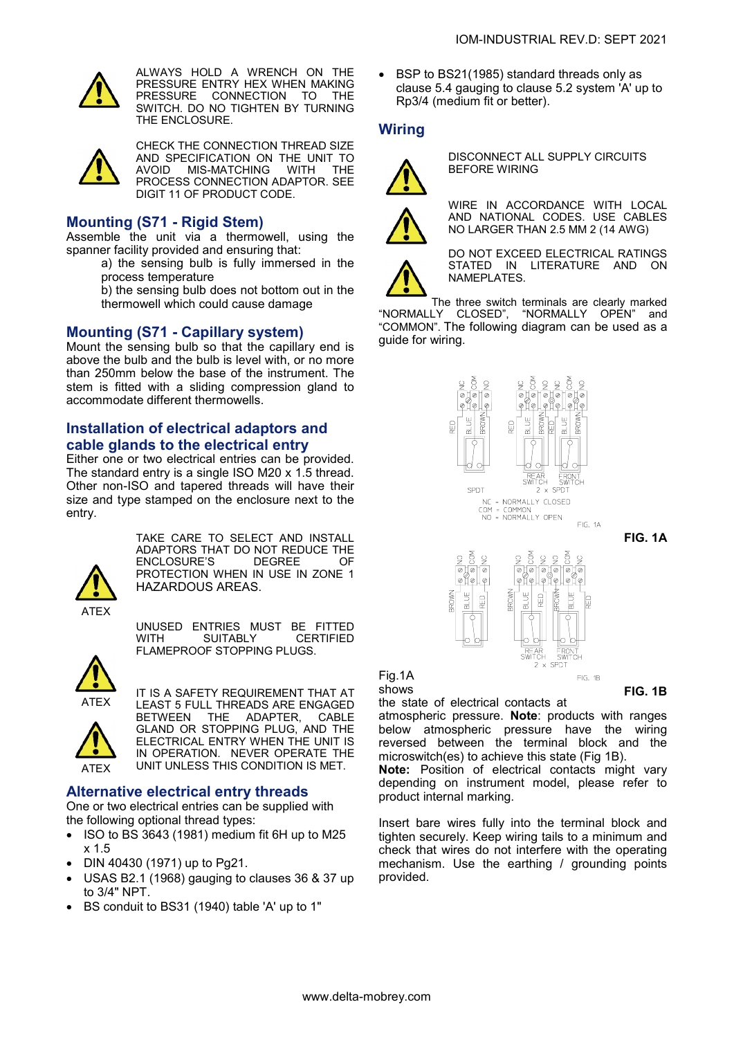ALWAYS HOLD A WRENCH ON THE PRESSURE ENTRY HEX WHEN MAKING PRESSURE CONNECTION TO THE SWITCH. DO NO TIGHTEN BY TURNING THE ENCLOSURE.

CHECK THE CONNECTION THREAD SIZE AND SPECIFICATION ON THE UNIT TO AVOID MIS-MATCHING WITH THE PROCESS CONNECTION ADAPTOR. SEE DIGIT 11 OF PRODUCT CODE.

## Mounting (S71 - Rigid Stem)

Assemble the unit via a thermowell, using the spanner facility provided and ensuring that:

a) the sensing bulb is fully immersed in the process temperature

b) the sensing bulb does not bottom out in the thermowell which could cause damage

## Mounting (S71 - Capillary system)

Mount the sensing bulb so that the capillary end is above the bulb and the bulb is level with, or no more than 250mm below the base of the instrument. The stem is fitted with a sliding compression gland to accommodate different thermowells.

## Installation of electrical adaptors and cable glands to the electrical entry

Either one or two electrical entries can be provided. The standard entry is a single ISO M20 x 1.5 thread. Other non-ISO and tapered threads will have their size and type stamped on the enclosure next to the entry.

TAKE CARE TO SELECT AND INSTALL ADAPTORS THAT DO NOT REDUCE THE ENCLOSURE'S DEGREE OF PROTECTION WHEN IN USE IN ZONE 1 HAZARDOUS AREAS.

ATEX

UNUSED ENTRIES MUST BE FITTED WITH SUITABLY CERTIFIED FLAMEPROOF STOPPING PLUGS.

ATEX

IT IS A SAFETY REQUIREMENT THAT AT LEAST 5 FULL THREADS ARE ENGAGED BETWEEN THE ADAPTER, CABLE GLAND OR STOPPING PLUG, AND THE ELECTRICAL ENTRY WHEN THE UNIT IS IN OPERATION. NEVER OPERATE THE UNIT UNLESS THIS CONDITION IS MET.

ATEX

## Alternative electrical entry threads

One or two electrical entries can be supplied with the following optional thread types:

- ISO to BS 3643 (1981) medium fit 6H up to M25 x 1.5
- DIN 40430 (1971) up to Pg21.
- USAS B2.1 (1968) gauging to clauses 36 & 37 up to 3/4" NPT.
- BS conduit to BS31 (1940) table 'A' up to 1"
- BSP to BS21(1985) standard threads only as clause 5.4 gauging to clause 5.2 system 'A' up to Rp3/4 (medium fit or better).

## Wiring

DISCONNECT ALL SUPPLY CIRCUITS BEFORE WIRING

WIRE IN ACCORDANCE WITH LOCAL AND NATIONAL CODES. USE CABLES NO LARGER THAN 2.5 MM 2 (14 AWG)

DO NOT EXCEED ELECTRICAL RATINGS STATED IN LITERATURE AND ON NAMEPLATES.

The three switch terminals are clearly marked "NORMALLY CLOSED", "NORMALLY OPEN" and "COMMON". The following diagram can be used as a guide for wiring.

NC = NORMALLY CLOSED
COM = COMMON
NO = NORMALLY OPEN

**FIG. 1A**

**FIG. 1B**

Fig.1A shows the state of electrical contacts at atmospheric pressure. **Note**: products with ranges below atmospheric pressure have the wiring reversed between the terminal block and the microswitch(es) to achieve this state (Fig 1B).

**Note:** Position of electrical contacts might vary depending on instrument model, please refer to product internal marking.

Insert bare wires fully into the terminal block and tighten securely. Keep wiring tails to a minimum and check that wires do not interfere with the operating mechanism. Use the earthing / grounding points provided.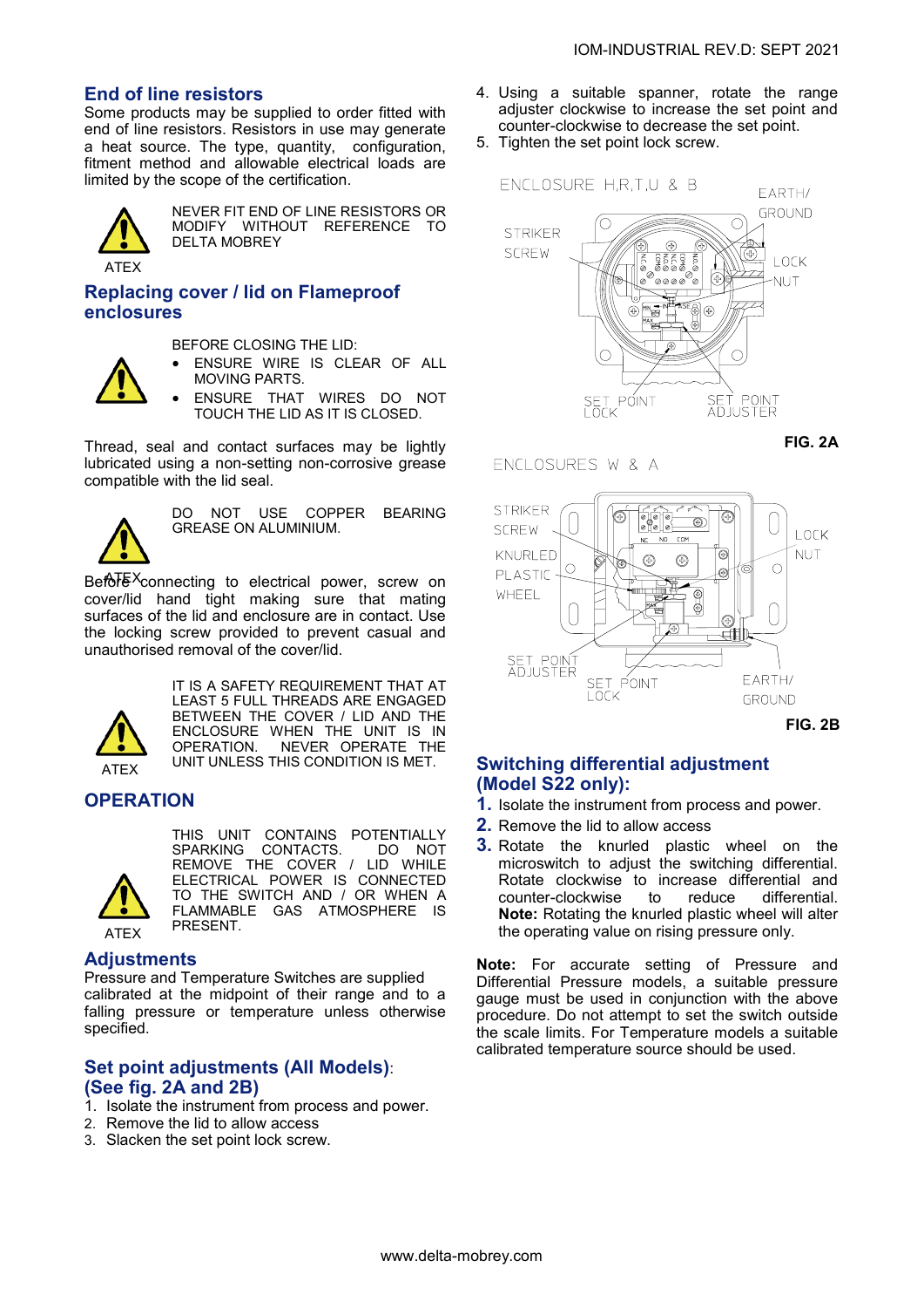## End of line resistors

Some products may be supplied to order fitted with end of line resistors. Resistors in use may generate a heat source. The type, quantity, configuration, fitment method and allowable electrical loads are limited by the scope of the certification.

ATEX

NEVER FIT END OF LINE RESISTORS OR MODIFY WITHOUT REFERENCE TO DELTA MOBREY

## Replacing cover / lid on Flameproof enclosures

BEFORE CLOSING THE LID:

- ENSURE WIRE IS CLEAR OF ALL MOVING PARTS.
- ENSURE THAT WIRES DO NOT TOUCH THE LID AS IT IS CLOSED.

Thread, seal and contact surfaces may be lightly lubricated using a non-setting non-corrosive grease compatible with the lid seal.

ATEX

DO NOT USE COPPER BEARING GREASE ON ALUMINIUM.

Before connecting to electrical power, screw on cover/lid hand tight making sure that mating surfaces of the lid and enclosure are in contact. Use the locking screw provided to prevent casual and unauthorised removal of the cover/lid.

ATEX

IT IS A SAFETY REQUIREMENT THAT AT LEAST 5 FULL THREADS ARE ENGAGED BETWEEN THE COVER / LID AND THE ENCLOSURE WHEN THE UNIT IS IN OPERATION. NEVER OPERATE THE UNIT UNLESS THIS CONDITION IS MET.

## OPERATION

ATEX

THIS UNIT CONTAINS POTENTIALLY SPARKING CONTACTS. DO NOT REMOVE THE COVER / LID WHILE ELECTRICAL POWER IS CONNECTED TO THE SWITCH AND / OR WHEN A FLAMMABLE GAS ATMOSPHERE IS PRESENT.

## Adjustments

Pressure and Temperature Switches are supplied calibrated at the midpoint of their range and to a falling pressure or temperature unless otherwise specified.

## Set point adjustments (All Models): (See fig. 2A and 2B)

1. Isolate the instrument from process and power.
2. Remove the lid to allow access
3. Slacken the set point lock screw.
4. Using a suitable spanner, rotate the range adjuster clockwise to increase the set point and counter-clockwise to decrease the set point.
5. Tighten the set point lock screw.

ENCLOSURE H,R,T,U & B — STRIKER SCREW, EARTH/GROUND, LOCK NUT, SET POINT LOCK, SET POINT ADJUSTER

**FIG. 2A**

ENCLOSURES W & A — STRIKER SCREW, KNURLED PLASTIC WHEEL, LOCK NUT, SET POINT ADJUSTER, SET POINT LOCK, EARTH/GROUND

**FIG. 2B**

## Switching differential adjustment (Model S22 only):

1. Isolate the instrument from process and power.
2. Remove the lid to allow access
3. Rotate the knurled plastic wheel on the microswitch to adjust the switching differential. Rotate clockwise to increase differential and counter-clockwise to reduce differential. **Note:** Rotating the knurled plastic wheel will alter the operating value on rising pressure only.

**Note:** For accurate setting of Pressure and Differential Pressure models, a suitable pressure gauge must be used in conjunction with the above procedure. Do not attempt to set the switch outside the scale limits. For Temperature models a suitable calibrated temperature source should be used.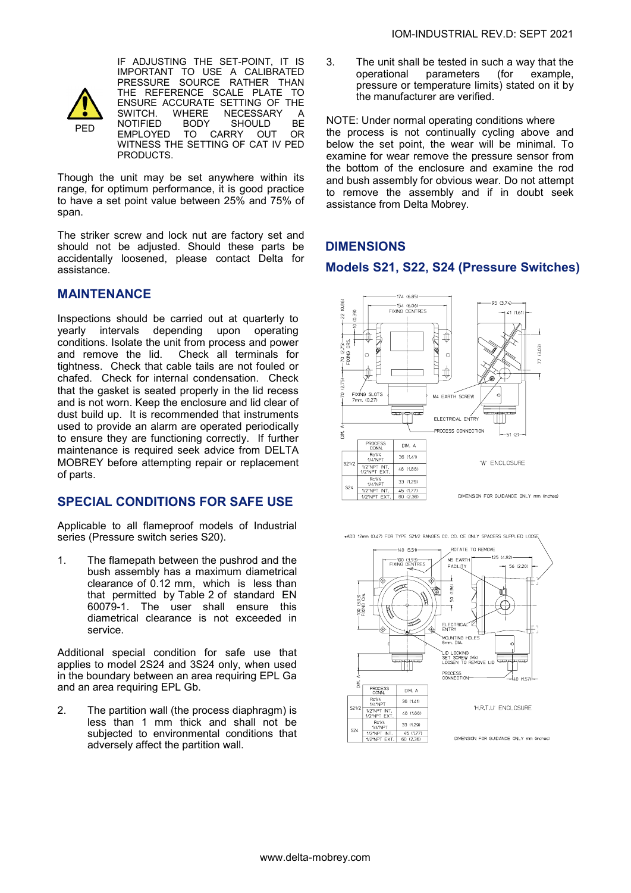PED

IF ADJUSTING THE SET-POINT, IT IS IMPORTANT TO USE A CALIBRATED PRESSURE SOURCE RATHER THAN THE REFERENCE SCALE PLATE TO ENSURE ACCURATE SETTING OF THE SWITCH. WHERE NECESSARY A NOTIFIED BODY SHOULD BE EMPLOYED TO CARRY OUT OR WITNESS THE SETTING OF CAT IV PED PRODUCTS.

Though the unit may be set anywhere within its range, for optimum performance, it is good practice to have a set point value between 25% and 75% of span.

The striker screw and lock nut are factory set and should not be adjusted. Should these parts be accidentally loosened, please contact Delta for assistance.

## MAINTENANCE

Inspections should be carried out at quarterly to yearly intervals depending upon operating conditions. Isolate the unit from process and power and remove the lid. Check all terminals for tightness. Check that cable tails are not fouled or chafed. Check for internal condensation. Check that the gasket is seated properly in the lid recess and is not worn. Keep the enclosure and lid clear of dust build up. It is recommended that instruments used to provide an alarm are operated periodically to ensure they are functioning correctly. If further maintenance is required seek advice from DELTA MOBREY before attempting repair or replacement of parts.

## SPECIAL CONDITIONS FOR SAFE USE

Applicable to all flameproof models of Industrial series (Pressure switch series S20).

1. The flamepath between the pushrod and the bush assembly has a maximum diametrical clearance of 0.12 mm, which is less than that permitted by Table 2 of standard EN 60079-1. The user shall ensure this diametrical clearance is not exceeded in service.

Additional special condition for safe use that applies to model 2S24 and 3S24 only, when used in the boundary between an area requiring EPL Ga and an area requiring EPL Gb.

2. The partition wall (the process diaphragm) is less than 1 mm thick and shall not be subjected to environmental conditions that adversely affect the partition wall.

3. The unit shall be tested in such a way that the operational parameters (for example, pressure or temperature limits) stated on it by the manufacturer are verified.

NOTE: Under normal operating conditions where the process is not continually cycling above and below the set point, the wear will be minimal. To examine for wear remove the pressure sensor from the bottom of the enclosure and examine the rod and bush assembly for obvious wear. Do not attempt to remove the assembly and if in doubt seek assistance from Delta Mobrey.

## DIMENSIONS

### Models S21, S22, S24 (Pressure Switches)

| | PROCESS CONN. | DIM. A |
|---|---|---|
| S21/2 | Rc1/4 1/4"NPT | 36 (1.41) |
| | 1/2"NPT INT. 1/2"NPT EXT. | 48 (1.88) |
| S24 | Rc1/4 1/4"NPT | 33 (1.29) |
| | 1/2"NPT INT. | 45 (1.77) |
| | 1/2"NPT EXT. | 60 (2.36) |

'W' ENCLOSURE

DIMENSION FOR GUIDANCE ONLY mm (inches)

*ADD 12mm (0.47) FOR TYPE S21/2 RANGES CC, DD, EE ONLY SPACERS SUPPLIED LOOSE

| | PROCESS CONN. | DIM. A |
|---|---|---|
| S21/2 | Rc1/4 1/4"NPT | 36 (1.41) |
| | 1/2"NPT INT. 1/2"NPT EXT. | 48 (1.88) |
| S24 | Rc1/4 1/4"NPT | 33 (1.29) |
| | 1/2"NPT INT. | 45 (1.77) |
| | 1/2"NPT EXT. | 60 (2.36) |

'H,R,T,U' ENCLOSURE

DIMENSION FOR GUIDANCE ONLY mm (inches)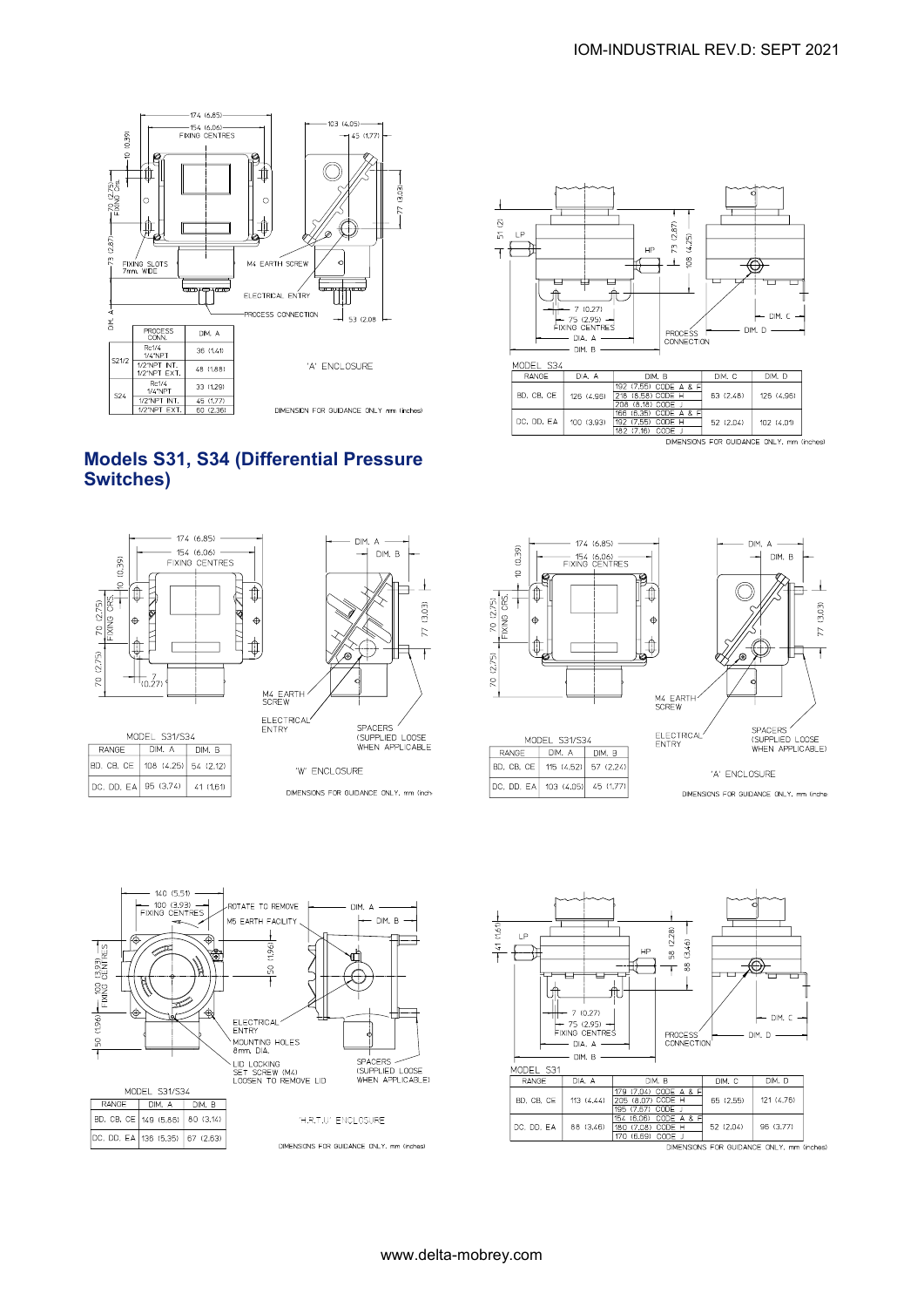| PROCESS CONN. | | DIM. A |
|---|---|---|
| S21/2 | Rc1/4 1/4"NPT | 36 (1.41) |
| | 1/2"NPT INT. 1/2"NPT EXT. | 48 (1.88) |
| S24 | Rc1/4 1/4"NPT | 33 (1.29) |
| | 1/2"NPT INT. | 45 (1.77) |
| | 1/2"NPT EXT. | 60 (2.36) |

'A' ENCLOSURE

DIMENSION FOR GUIDANCE ONLY mm (inches)

MODEL S34

| RANGE | DIA. A | DIM. B | DIM. C | DIM. D |
|---|---|---|---|---|
| BD, CB, CE | 126 (4.96) | 192 (7.55) CODE A & F<br>218 (8.58) CODE H<br>208 (8.18) CODE J | 63 (2.48) | 126 (4.96) |
| DC, DD, EA | 100 (3.93) | 166 (6.35) CODE A & F<br>192 (7.55) CODE H<br>182 (7.16) CODE J | 52 (2.04) | 102 (4.01) |

DIMENSIONS FOR GUIDANCE ONLY. mm (inches)

## Models S31, S34 (Differential Pressure Switches)

MODEL S31/S34

| RANGE | DIM. A | DIM. B |
|---|---|---|
| BD, CB, CE | 108 (4.25) | 54 (2.12) |
| DC, DD, EA | 95 (3.74) | 41 (1.61) |

'W' ENCLOSURE

DIMENSIONS FOR GUIDANCE ONLY. mm (inches)

MODEL S31/S34

| RANGE | DIM. A | DIM. B |
|---|---|---|
| BD, CB, CE | 115 (4.52) | 57 (2.24) |
| DC, DD, EA | 103 (4.05) | 45 (1.77) |

'A' ENCLOSURE

DIMENSIONS FOR GUIDANCE ONLY. mm (inches)

MODEL S31/S34

| RANGE | DIM. A | DIM. B |
|---|---|---|
| BD, CB, CE | 149 (5.86) | 80 (3.14) |
| DC, DD, EA | 136 (5.35) | 67 (2.63) |

'H,R,T,U' ENCLOSURE

DIMENSIONS FOR GUIDANCE ONLY. mm (inches)

MODEL S31

| RANGE | DIA. A | DIM. B | DIM. C | DIM. D |
|---|---|---|---|---|
| BD, CB, CE | 113 (4.44) | 179 (7.04) CODE A & F<br>205 (8.07) CODE H<br>195 (7.67) CODE J | 65 (2.55) | 121 (4.76) |
| DC, DD, EA | 88 (3.46) | 154 (6.06) CODE A & F<br>180 (7.08) CODE H<br>170 (6.69) CODE J | 52 (2.04) | 96 (3.77) |

DIMENSIONS FOR GUIDANCE ONLY. mm (inches)

www.delta-mobrey.com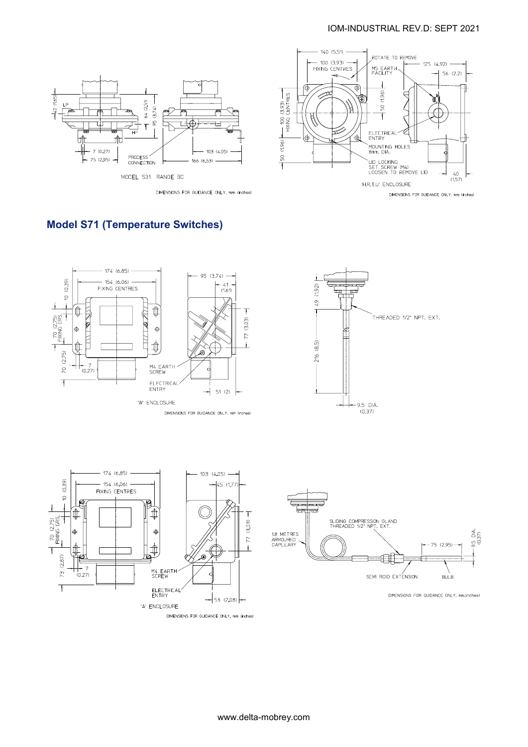MODEL S31 RANGE BC

LP

HP

42 (1.65)

64 (2.51)

95 (3.74)

7 (0.27)

75 (2.95)

PROCESS CONNECTION

103 (4.05)

166 (6.53)

DIMENSIONS FOR GUIDANCE ONLY. mm (inches)

140 (5.51)

100 (3.93) FIXING CENTRES

ROTATE TO REMOVE

125 (4.92)

56 (2.2)

M5 EARTH FACILITY

100 (3.93) FIXING CENTRES

50 (1.96)

50 (1.96)

ELECTRICAL ENTRY

MOUNTING HOLES 8mm. DIA.

LID LOCKING SET SCREW (M4) LOOSEN TO REMOVE LID

40 (1.57)

'H,R,T,U' ENCLOSURE

DIMENSIONS FOR GUIDANCE ONLY. mm (inches)

## Model S71 (Temperature Switches)

174 (6.85)

154 (6.06) FIXING CENTRES

10 (0.39)

70 (2.75) FIXING CRS.

70 (2.75)

7 (0.27)

95 (3.74)

41 (1.61)

77 (3.03)

M4 EARTH SCREW

ELECTRICAL ENTRY

51 (2)

'W' ENCLOSURE

DIMENSIONS FOR GUIDANCE ONLY. mm (inches)

49 (1.92)

THREADED 1/2" NPT. EXT.

216 (8.5)

9.5 DIA. (0.37)

174 (6.85)

154 (6.06) FIXING CENTRES

10 (0.39)

70 (2.75) FIXING CRS.

73 (2.87)

7 (0.27)

103 (4.05)

45 (1.77)

77 (3.03)

M4 EARTH SCREW

ELECTRICAL ENTRY

53 (2.08)

'A' ENCLOSURE

DIMENSIONS FOR GUIDANCE ONLY. mm (inches)

1.8 METRES ARMOURED CAPILLARY

SLIDING COMPRESSION GLAND THREADED 1/2" NPT. EXT.

75 (2.95)

9.5 DIA. (0.37)

SEMI RIGID EXTENSION

BULB

DIMENSIONS FOR GUIDANCE ONLY. mm/(inches)